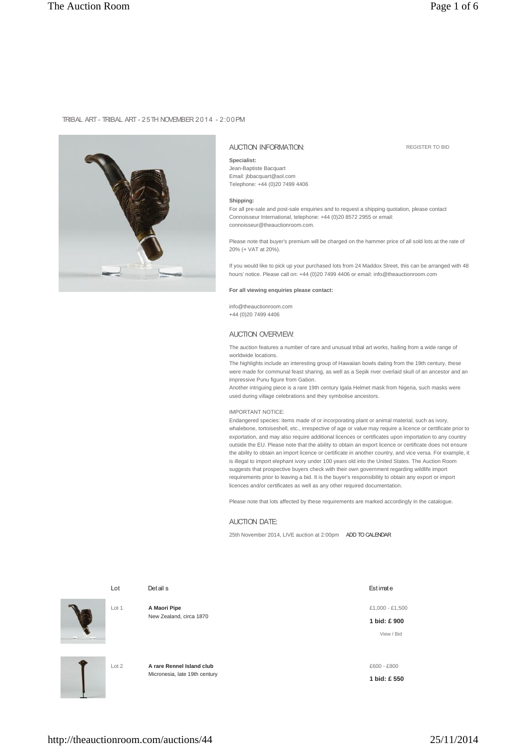TRIBAL ART - TRIBAL ART - 25TH NOVEMBER 2014 - 2:00PM

## AUCTION INFORMATION:

REGISTER TO BID

**Specialist:**
Jean-Baptiste Bacquart
Email: jbbacquart@aol.com
Telephone: +44 (0)20 7499 4406

**Shipping:**
For all pre-sale and post-sale enquiries and to request a shipping quotation, please contact Connoisseur International, telephone: +44 (0)20 8572 2955 or email: connoisseur@theauctionroom.com.

Please note that buyer's premium will be charged on the hammer price of all sold lots at the rate of 20% (+ VAT at 20%).

If you would like to pick up your purchased lots from 24 Maddox Street, this can be arranged with 48 hours' notice. Please call on: +44 (0)20 7499 4406 or email: info@theauctionroom.com

**For all viewing enquiries please contact:**

info@theauctionroom.com
+44 (0)20 7499 4406

## AUCTION OVERVIEW:

The auction features a number of rare and unusual tribal art works, hailing from a wide range of worldwide locations.
The highlights include an interesting group of Hawaiian bowls dating from the 19th century, these were made for communal feast sharing, as well as a Sepik river overlaid skull of an ancestor and an impressive Punu figure from Gabon.
Another intriguing piece is a rare 19th century Igala Helmet mask from Nigeria, such masks were used during village celebrations and they symbolise ancestors.

IMPORTANT NOTICE:
Endangered species: items made of or incorporating plant or animal material, such as ivory, whalebone, tortoiseshell, etc., irrespective of age or value may require a licence or certificate prior to exportation, and may also require additional licences or certificates upon importation to any country outside the EU. Please note that the ability to obtain an export licence or certificate does not ensure the ability to obtain an import licence or certificate in another country, and vice versa. For example, it is illegal to import elephant ivory under 100 years old into the United States. The Auction Room suggests that prospective buyers check with their own government regarding wildlife import requirements prior to leaving a bid. It is the buyer's responsibility to obtain any export or import licences and/or certificates as well as any other required documentation.

Please note that lots affected by these requirements are marked accordingly in the catalogue.

## AUCTION DATE:

25th November 2014, LIVE auction at 2:00pm ADD TO CALENDAR

| Lot | Details | Estimate |
|---|---|---|
| Lot 1 | **A Maori Pipe**<br>New Zealand, circa 1870 | £1,000 - £1,500<br>**1 bid: £ 900**<br>View / Bid |
| Lot 2 | **A rare Rennel Island club**<br>Micronesia, late 19th century | £600 - £800<br>**1 bid: £ 550** |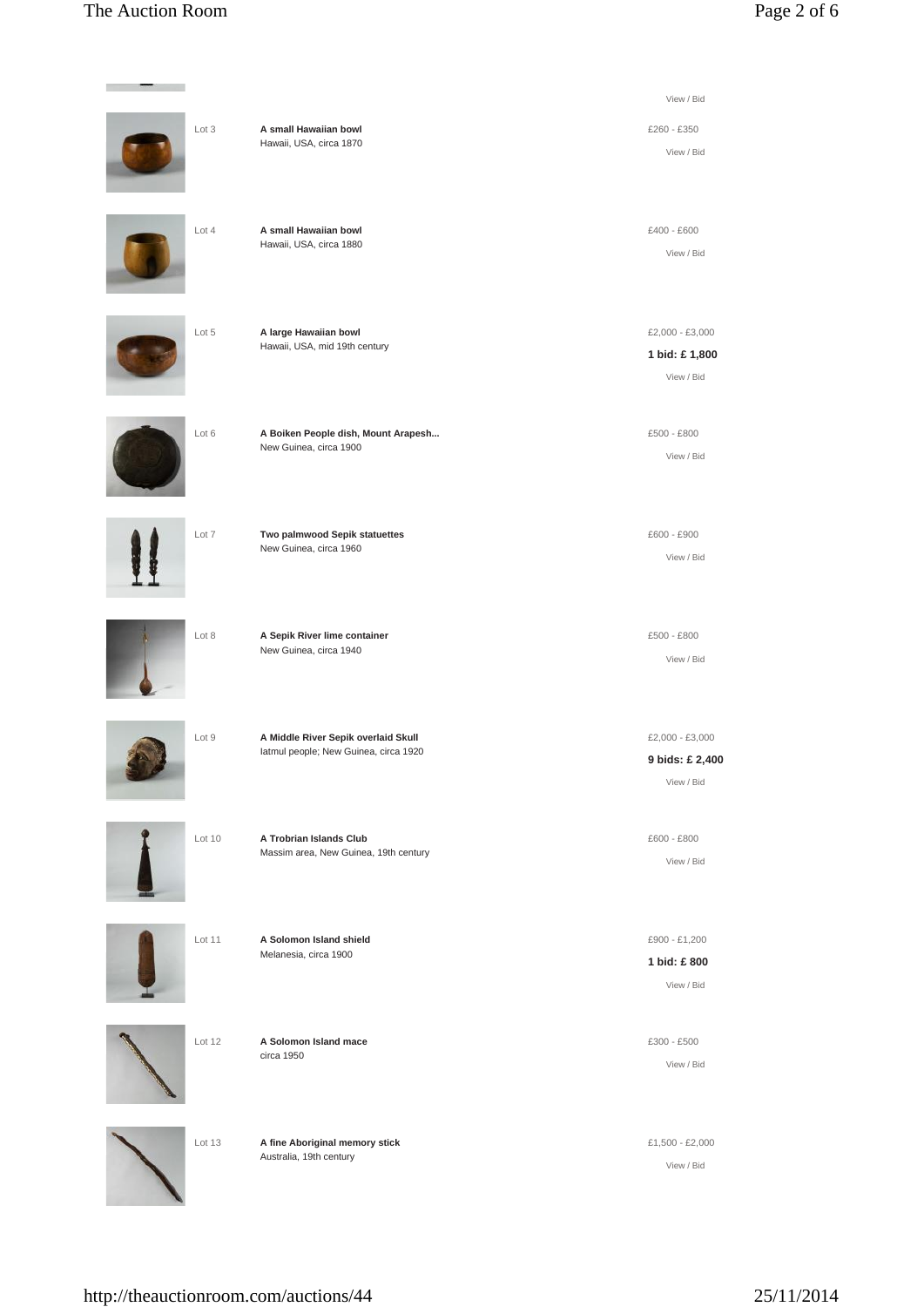View / Bid

Lot 3

**A small Hawaiian bowl**
Hawaii, USA, circa 1870

£260 - £350

View / Bid

Lot 4

**A small Hawaiian bowl**
Hawaii, USA, circa 1880

£400 - £600

View / Bid

Lot 5

**A large Hawaiian bowl**
Hawaii, USA, mid 19th century

£2,000 - £3,000

**1 bid: £ 1,800**

View / Bid

Lot 6

**A Boiken People dish, Mount Arapesh...**
New Guinea, circa 1900

£500 - £800

View / Bid

Lot 7

**Two palmwood Sepik statuettes**
New Guinea, circa 1960

£600 - £900

View / Bid

Lot 8

**A Sepik River lime container**
New Guinea, circa 1940

£500 - £800

View / Bid

Lot 9

**A Middle River Sepik overlaid Skull**
Iatmul people; New Guinea, circa 1920

£2,000 - £3,000

**9 bids: £ 2,400**

View / Bid

Lot 10

**A Trobrian Islands Club**
Massim area, New Guinea, 19th century

£600 - £800

View / Bid

Lot 11

**A Solomon Island shield**
Melanesia, circa 1900

£900 - £1,200

**1 bid: £ 800**

View / Bid

Lot 12

**A Solomon Island mace**
circa 1950

£300 - £500

View / Bid

Lot 13

**A fine Aboriginal memory stick**
Australia, 19th century

£1,500 - £2,000

View / Bid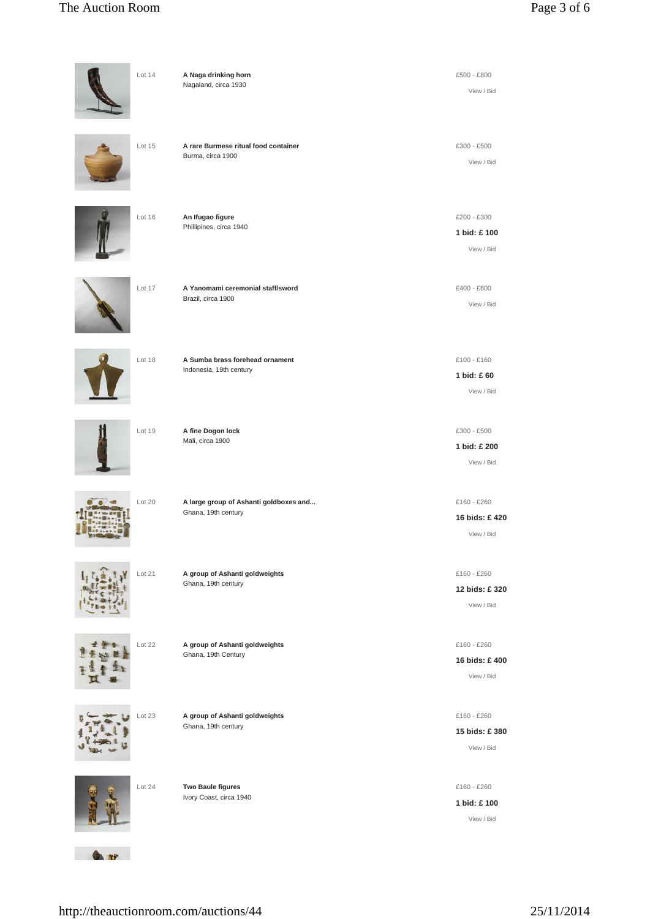Lot 14 **A Naga drinking horn**
Nagaland, circa 1930
£500 - £800
View / Bid

Lot 15 **A rare Burmese ritual food container**
Burma, circa 1900
£300 - £500
View / Bid

Lot 16 **An Ifugao figure**
Phillipines, circa 1940
£200 - £300
**1 bid: £ 100**
View / Bid

Lot 17 **A Yanomami ceremonial staff/sword**
Brazil, circa 1900
£400 - £600
View / Bid

Lot 18 **A Sumba brass forehead ornament**
Indonesia, 19th century
£100 - £160
**1 bid: £ 60**
View / Bid

Lot 19 **A fine Dogon lock**
Mali, circa 1900
£300 - £500
**1 bid: £ 200**
View / Bid

Lot 20 **A large group of Ashanti goldboxes and...**
Ghana, 19th century
£160 - £260
**16 bids: £ 420**
View / Bid

Lot 21 **A group of Ashanti goldweights**
Ghana, 19th century
£160 - £260
**12 bids: £ 320**
View / Bid

Lot 22 **A group of Ashanti goldweights**
Ghana, 19th Century
£160 - £260
**16 bids: £ 400**
View / Bid

Lot 23 **A group of Ashanti goldweights**
Ghana, 19th century
£160 - £260
**15 bids: £ 380**
View / Bid

Lot 24 **Two Baule figures**
Ivory Coast, circa 1940
£160 - £260
**1 bid: £ 100**
View / Bid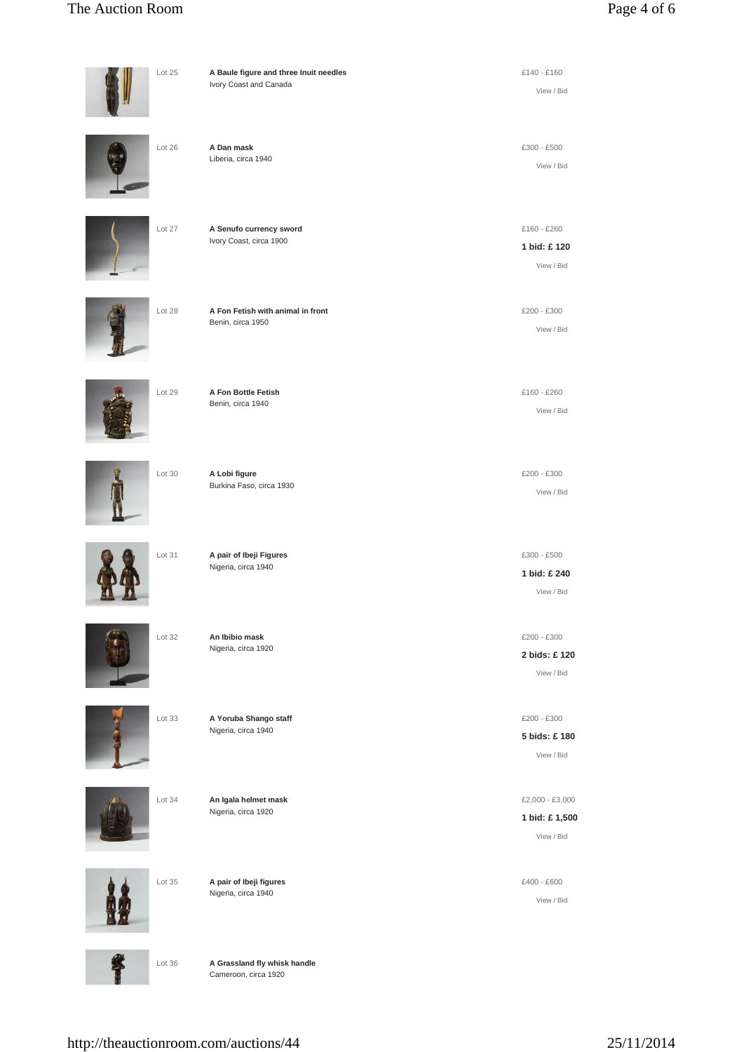Lot 25 **A Baule figure and three Inuit needles**
Ivory Coast and Canada
£140 - £160
View / Bid

Lot 26 **A Dan mask**
Liberia, circa 1940
£300 - £500
View / Bid

Lot 27 **A Senufo currency sword**
Ivory Coast, circa 1900
£160 - £260
**1 bid: £ 120**
View / Bid

Lot 28 **A Fon Fetish with animal in front**
Benin, circa 1950
£200 - £300
View / Bid

Lot 29 **A Fon Bottle Fetish**
Benin, circa 1940
£160 - £260
View / Bid

Lot 30 **A Lobi figure**
Burkina Faso, circa 1930
£200 - £300
View / Bid

Lot 31 **A pair of Ibeji Figures**
Nigeria, circa 1940
£300 - £500
**1 bid: £ 240**
View / Bid

Lot 32 **An Ibibio mask**
Nigeria, circa 1920
£200 - £300
**2 bids: £ 120**
View / Bid

Lot 33 **A Yoruba Shango staff**
Nigeria, circa 1940
£200 - £300
**5 bids: £ 180**
View / Bid

Lot 34 **An Igala helmet mask**
Nigeria, circa 1920
£2,000 - £3,000
**1 bid: £ 1,500**
View / Bid

Lot 35 **A pair of Ibeji figures**
Nigeria, circa 1940
£400 - £600
View / Bid

Lot 36 **A Grassland fly whisk handle**
Cameroon, circa 1920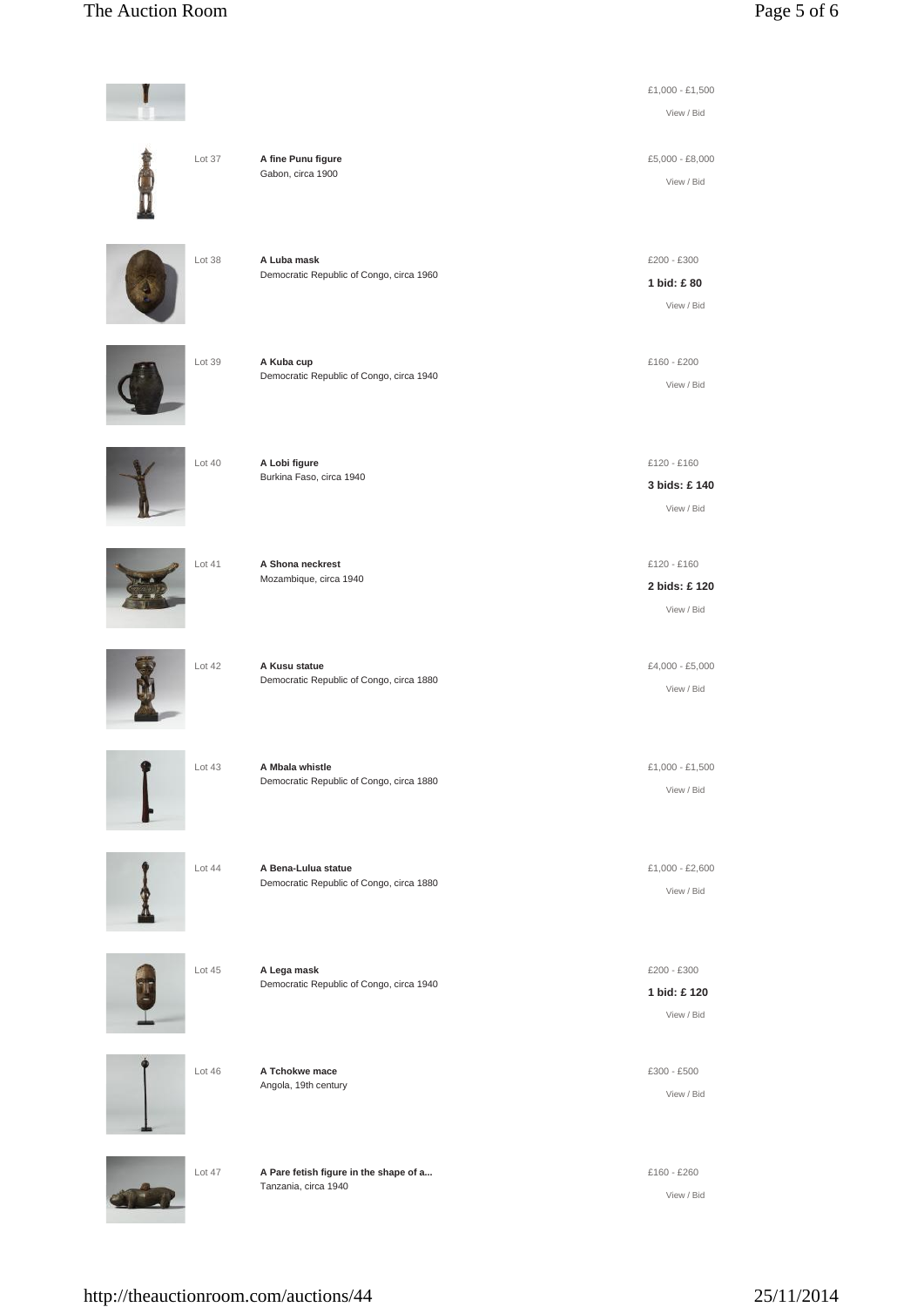£1,000 - £1,500

View / Bid

Lot 37 **A fine Punu figure**
Gabon, circa 1900

£5,000 - £8,000

View / Bid

Lot 38 **A Luba mask**
Democratic Republic of Congo, circa 1960

£200 - £300

**1 bid: £ 80**

View / Bid

Lot 39 **A Kuba cup**
Democratic Republic of Congo, circa 1940

£160 - £200

View / Bid

Lot 40 **A Lobi figure**
Burkina Faso, circa 1940

£120 - £160

**3 bids: £ 140**

View / Bid

Lot 41 **A Shona neckrest**
Mozambique, circa 1940

£120 - £160

**2 bids: £ 120**

View / Bid

Lot 42 **A Kusu statue**
Democratic Republic of Congo, circa 1880

£4,000 - £5,000

View / Bid

Lot 43 **A Mbala whistle**
Democratic Republic of Congo, circa 1880

£1,000 - £1,500

View / Bid

Lot 44 **A Bena-Lulua statue**
Democratic Republic of Congo, circa 1880

£1,000 - £2,600

View / Bid

Lot 45 **A Lega mask**
Democratic Republic of Congo, circa 1940

£200 - £300

**1 bid: £ 120**

View / Bid

Lot 46 **A Tchokwe mace**
Angola, 19th century

£300 - £500

View / Bid

Lot 47 **A Pare fetish figure in the shape of a...**
Tanzania, circa 1940

£160 - £260

View / Bid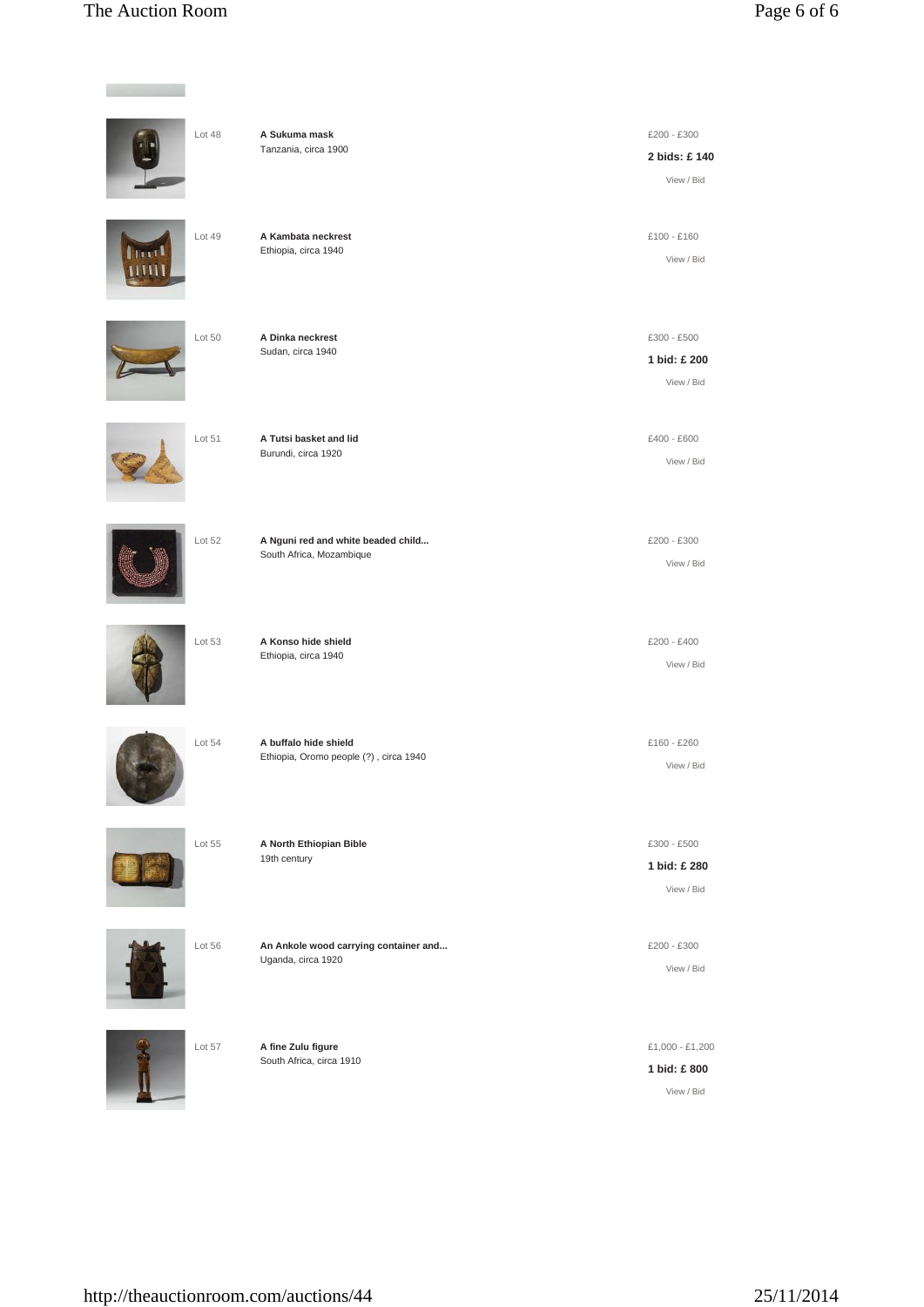| | | | |
|---|---|---|---|
| Lot 48 | **A Sukuma mask**<br>Tanzania, circa 1900 | £200 - £300 | **2 bids: £ 140**<br>View / Bid |
| Lot 49 | **A Kambata neckrest**<br>Ethiopia, circa 1940 | £100 - £160 | View / Bid |
| Lot 50 | **A Dinka neckrest**<br>Sudan, circa 1940 | £300 - £500 | **1 bid: £ 200**<br>View / Bid |
| Lot 51 | **A Tutsi basket and lid**<br>Burundi, circa 1920 | £400 - £600 | View / Bid |
| Lot 52 | **A Nguni red and white beaded child...**<br>South Africa, Mozambique | £200 - £300 | View / Bid |
| Lot 53 | **A Konso hide shield**<br>Ethiopia, circa 1940 | £200 - £400 | View / Bid |
| Lot 54 | **A buffalo hide shield**<br>Ethiopia, Oromo people (?) , circa 1940 | £160 - £260 | View / Bid |
| Lot 55 | **A North Ethiopian Bible**<br>19th century | £300 - £500 | **1 bid: £ 280**<br>View / Bid |
| Lot 56 | **An Ankole wood carrying container and...**<br>Uganda, circa 1920 | £200 - £300 | View / Bid |
| Lot 57 | **A fine Zulu figure**<br>South Africa, circa 1910 | £1,000 - £1,200 | **1 bid: £ 800**<br>View / Bid |